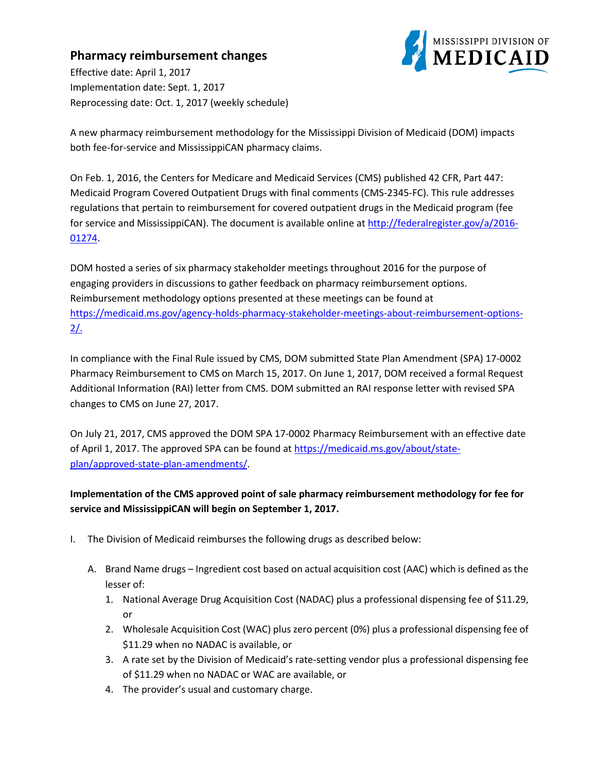## Pharmacy reimbursement changes

Effective date: April 1, 2017
Implementation date: Sept. 1, 2017
Reprocessing date: Oct. 1, 2017 (weekly schedule)

A new pharmacy reimbursement methodology for the Mississippi Division of Medicaid (DOM) impacts both fee-for-service and MississippiCAN pharmacy claims.

On Feb. 1, 2016, the Centers for Medicare and Medicaid Services (CMS) published 42 CFR, Part 447: Medicaid Program Covered Outpatient Drugs with final comments (CMS-2345-FC). This rule addresses regulations that pertain to reimbursement for covered outpatient drugs in the Medicaid program (fee for service and MississippiCAN). The document is available online at http://federalregister.gov/a/2016-01274.

DOM hosted a series of six pharmacy stakeholder meetings throughout 2016 for the purpose of engaging providers in discussions to gather feedback on pharmacy reimbursement options. Reimbursement methodology options presented at these meetings can be found at https://medicaid.ms.gov/agency-holds-pharmacy-stakeholder-meetings-about-reimbursement-options-2/.

In compliance with the Final Rule issued by CMS, DOM submitted State Plan Amendment (SPA) 17-0002 Pharmacy Reimbursement to CMS on March 15, 2017. On June 1, 2017, DOM received a formal Request Additional Information (RAI) letter from CMS. DOM submitted an RAI response letter with revised SPA changes to CMS on June 27, 2017.

On July 21, 2017, CMS approved the DOM SPA 17-0002 Pharmacy Reimbursement with an effective date of April 1, 2017. The approved SPA can be found at https://medicaid.ms.gov/about/state-plan/approved-state-plan-amendments/.

**Implementation of the CMS approved point of sale pharmacy reimbursement methodology for fee for service and MississippiCAN will begin on September 1, 2017.**

I. The Division of Medicaid reimburses the following drugs as described below:

   A. Brand Name drugs – Ingredient cost based on actual acquisition cost (AAC) which is defined as the lesser of:
      1. National Average Drug Acquisition Cost (NADAC) plus a professional dispensing fee of $11.29, or
      2. Wholesale Acquisition Cost (WAC) plus zero percent (0%) plus a professional dispensing fee of $11.29 when no NADAC is available, or
      3. A rate set by the Division of Medicaid's rate-setting vendor plus a professional dispensing fee of $11.29 when no NADAC or WAC are available, or
      4. The provider's usual and customary charge.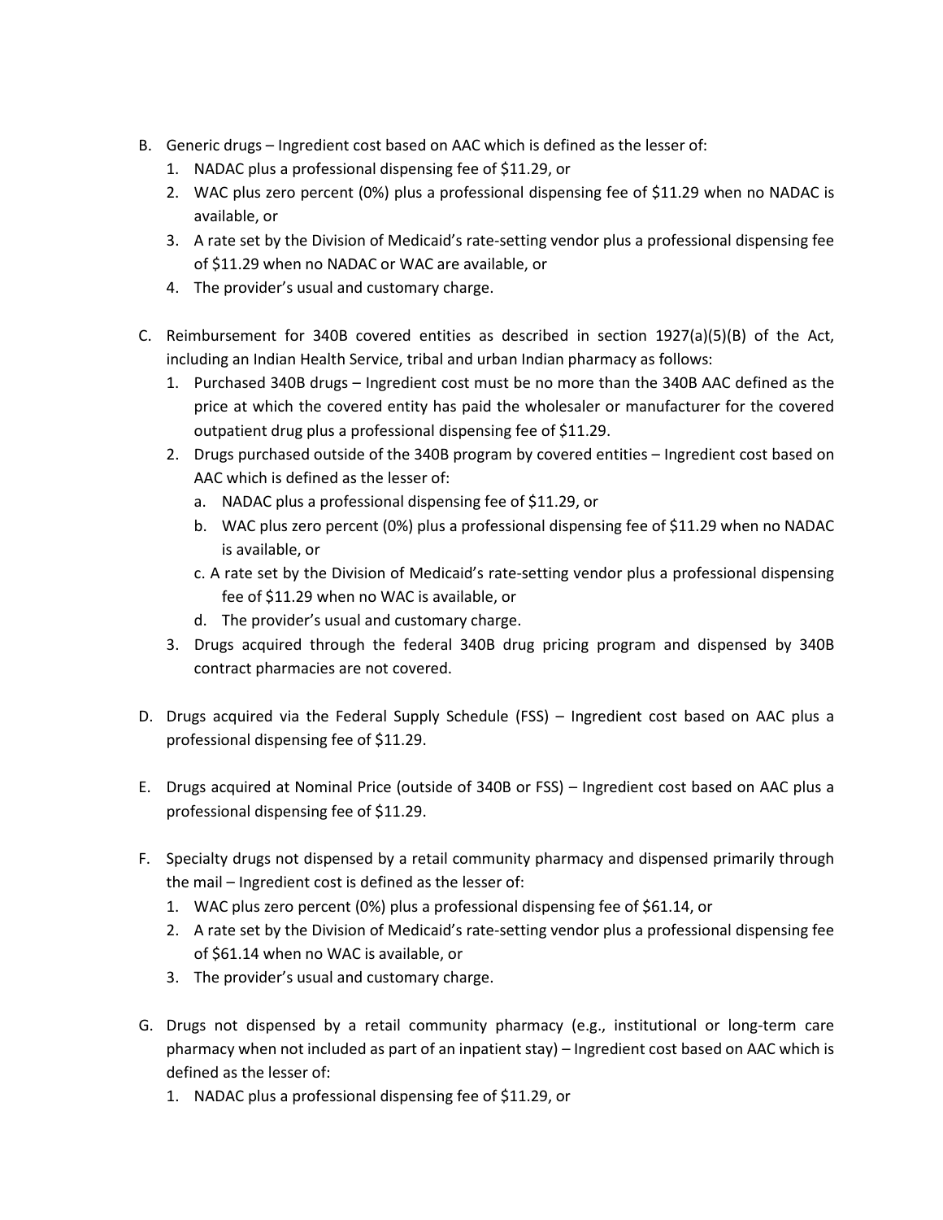B. Generic drugs – Ingredient cost based on AAC which is defined as the lesser of:
   1. NADAC plus a professional dispensing fee of $11.29, or
   2. WAC plus zero percent (0%) plus a professional dispensing fee of $11.29 when no NADAC is available, or
   3. A rate set by the Division of Medicaid's rate-setting vendor plus a professional dispensing fee of $11.29 when no NADAC or WAC are available, or
   4. The provider's usual and customary charge.

C. Reimbursement for 340B covered entities as described in section 1927(a)(5)(B) of the Act, including an Indian Health Service, tribal and urban Indian pharmacy as follows:
   1. Purchased 340B drugs – Ingredient cost must be no more than the 340B AAC defined as the price at which the covered entity has paid the wholesaler or manufacturer for the covered outpatient drug plus a professional dispensing fee of $11.29.
   2. Drugs purchased outside of the 340B program by covered entities – Ingredient cost based on AAC which is defined as the lesser of:
      a. NADAC plus a professional dispensing fee of $11.29, or
      b. WAC plus zero percent (0%) plus a professional dispensing fee of $11.29 when no NADAC is available, or
      c. A rate set by the Division of Medicaid's rate-setting vendor plus a professional dispensing fee of $11.29 when no WAC is available, or
      d. The provider's usual and customary charge.
   3. Drugs acquired through the federal 340B drug pricing program and dispensed by 340B contract pharmacies are not covered.

D. Drugs acquired via the Federal Supply Schedule (FSS) – Ingredient cost based on AAC plus a professional dispensing fee of $11.29.

E. Drugs acquired at Nominal Price (outside of 340B or FSS) – Ingredient cost based on AAC plus a professional dispensing fee of $11.29.

F. Specialty drugs not dispensed by a retail community pharmacy and dispensed primarily through the mail – Ingredient cost is defined as the lesser of:
   1. WAC plus zero percent (0%) plus a professional dispensing fee of $61.14, or
   2. A rate set by the Division of Medicaid's rate-setting vendor plus a professional dispensing fee of $61.14 when no WAC is available, or
   3. The provider's usual and customary charge.

G. Drugs not dispensed by a retail community pharmacy (e.g., institutional or long-term care pharmacy when not included as part of an inpatient stay) – Ingredient cost based on AAC which is defined as the lesser of:
   1. NADAC plus a professional dispensing fee of $11.29, or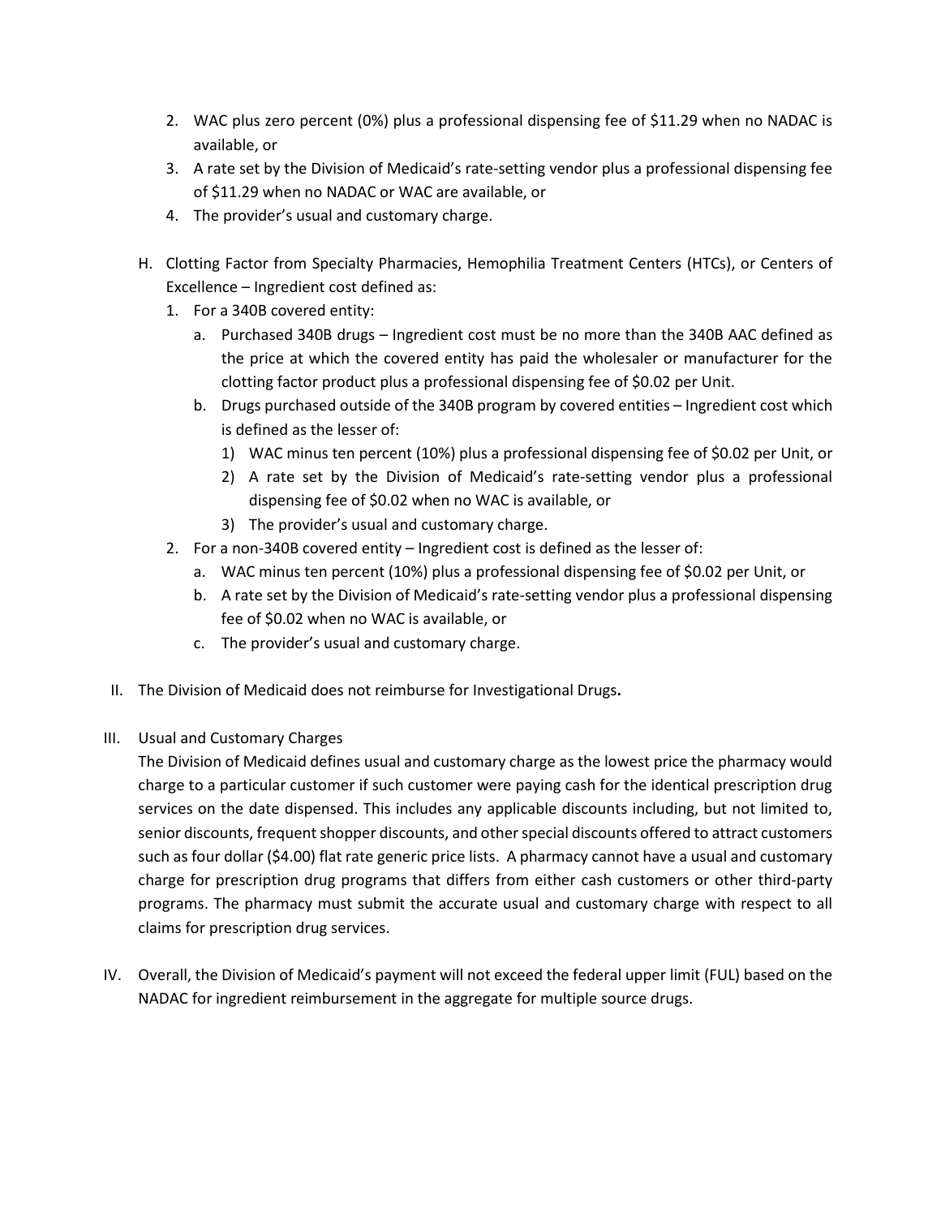2. WAC plus zero percent (0%) plus a professional dispensing fee of $11.29 when no NADAC is available, or
3. A rate set by the Division of Medicaid's rate-setting vendor plus a professional dispensing fee of $11.29 when no NADAC or WAC are available, or
4. The provider's usual and customary charge.

H. Clotting Factor from Specialty Pharmacies, Hemophilia Treatment Centers (HTCs), or Centers of Excellence – Ingredient cost defined as:
   1. For a 340B covered entity:
      a. Purchased 340B drugs – Ingredient cost must be no more than the 340B AAC defined as the price at which the covered entity has paid the wholesaler or manufacturer for the clotting factor product plus a professional dispensing fee of $0.02 per Unit.
      b. Drugs purchased outside of the 340B program by covered entities – Ingredient cost which is defined as the lesser of:
         1) WAC minus ten percent (10%) plus a professional dispensing fee of $0.02 per Unit, or
         2) A rate set by the Division of Medicaid's rate-setting vendor plus a professional dispensing fee of $0.02 when no WAC is available, or
         3) The provider's usual and customary charge.
   2. For a non-340B covered entity – Ingredient cost is defined as the lesser of:
      a. WAC minus ten percent (10%) plus a professional dispensing fee of $0.02 per Unit, or
      b. A rate set by the Division of Medicaid's rate-setting vendor plus a professional dispensing fee of $0.02 when no WAC is available, or
      c. The provider's usual and customary charge.

II. The Division of Medicaid does not reimburse for Investigational Drugs**.**

III. Usual and Customary Charges

The Division of Medicaid defines usual and customary charge as the lowest price the pharmacy would charge to a particular customer if such customer were paying cash for the identical prescription drug services on the date dispensed. This includes any applicable discounts including, but not limited to, senior discounts, frequent shopper discounts, and other special discounts offered to attract customers such as four dollar ($4.00) flat rate generic price lists. A pharmacy cannot have a usual and customary charge for prescription drug programs that differs from either cash customers or other third-party programs. The pharmacy must submit the accurate usual and customary charge with respect to all claims for prescription drug services.

IV. Overall, the Division of Medicaid's payment will not exceed the federal upper limit (FUL) based on the NADAC for ingredient reimbursement in the aggregate for multiple source drugs.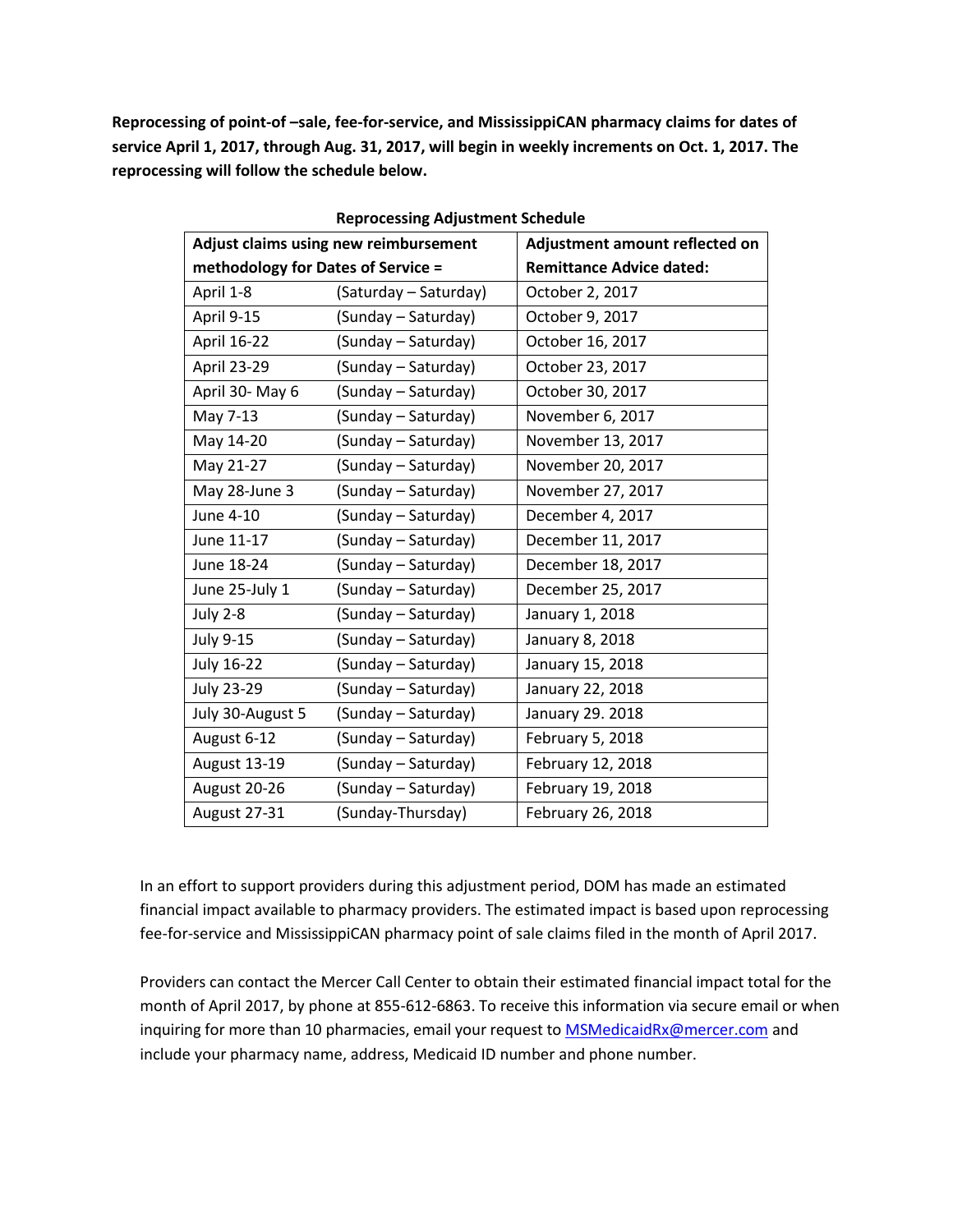**Reprocessing of point-of –sale, fee-for-service, and MississippiCAN pharmacy claims for dates of service April 1, 2017, through Aug. 31, 2017, will begin in weekly increments on Oct. 1, 2017. The reprocessing will follow the schedule below.**

**Reprocessing Adjustment Schedule**

| Adjust claims using new reimbursement methodology for Dates of Service = | | Adjustment amount reflected on Remittance Advice dated: |
|---|---|---|
| April 1-8 | (Saturday – Saturday) | October 2, 2017 |
| April 9-15 | (Sunday – Saturday) | October 9, 2017 |
| April 16-22 | (Sunday – Saturday) | October 16, 2017 |
| April 23-29 | (Sunday – Saturday) | October 23, 2017 |
| April 30- May 6 | (Sunday – Saturday) | October 30, 2017 |
| May 7-13 | (Sunday – Saturday) | November 6, 2017 |
| May 14-20 | (Sunday – Saturday) | November 13, 2017 |
| May 21-27 | (Sunday – Saturday) | November 20, 2017 |
| May 28-June 3 | (Sunday – Saturday) | November 27, 2017 |
| June 4-10 | (Sunday – Saturday) | December 4, 2017 |
| June 11-17 | (Sunday – Saturday) | December 11, 2017 |
| June 18-24 | (Sunday – Saturday) | December 18, 2017 |
| June 25-July 1 | (Sunday – Saturday) | December 25, 2017 |
| July 2-8 | (Sunday – Saturday) | January 1, 2018 |
| July 9-15 | (Sunday – Saturday) | January 8, 2018 |
| July 16-22 | (Sunday – Saturday) | January 15, 2018 |
| July 23-29 | (Sunday – Saturday) | January 22, 2018 |
| July 30-August 5 | (Sunday – Saturday) | January 29. 2018 |
| August 6-12 | (Sunday – Saturday) | February 5, 2018 |
| August 13-19 | (Sunday – Saturday) | February 12, 2018 |
| August 20-26 | (Sunday – Saturday) | February 19, 2018 |
| August 27-31 | (Sunday-Thursday) | February 26, 2018 |

In an effort to support providers during this adjustment period, DOM has made an estimated financial impact available to pharmacy providers. The estimated impact is based upon reprocessing fee-for-service and MississippiCAN pharmacy point of sale claims filed in the month of April 2017.

Providers can contact the Mercer Call Center to obtain their estimated financial impact total for the month of April 2017, by phone at 855-612-6863. To receive this information via secure email or when inquiring for more than 10 pharmacies, email your request to MSMedicaidRx@mercer.com and include your pharmacy name, address, Medicaid ID number and phone number.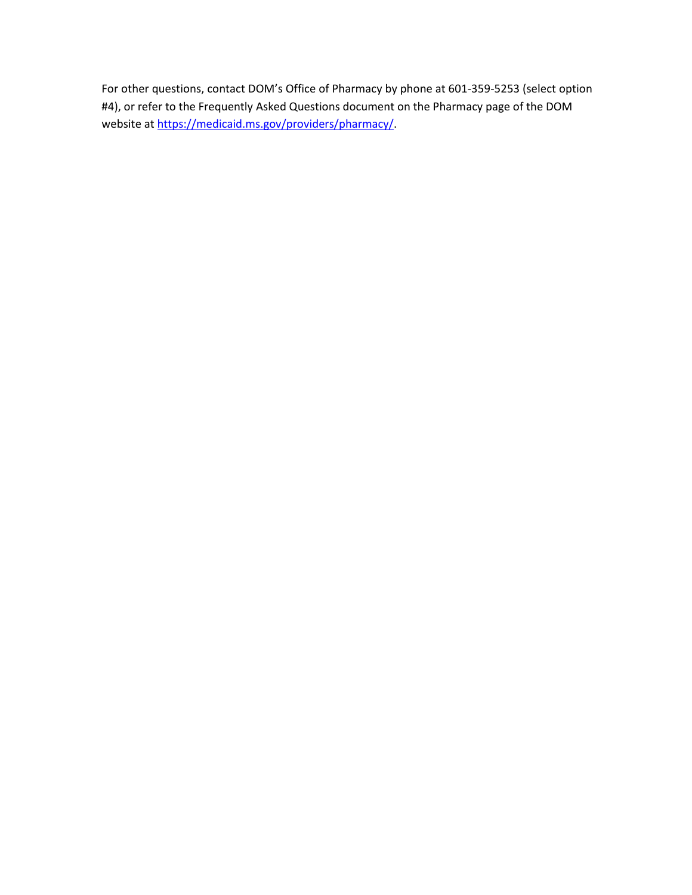For other questions, contact DOM's Office of Pharmacy by phone at 601-359-5253 (select option #4), or refer to the Frequently Asked Questions document on the Pharmacy page of the DOM website at [https://medicaid.ms.gov/providers/pharmacy/](https://medicaid.ms.gov/providers/pharmacy/).